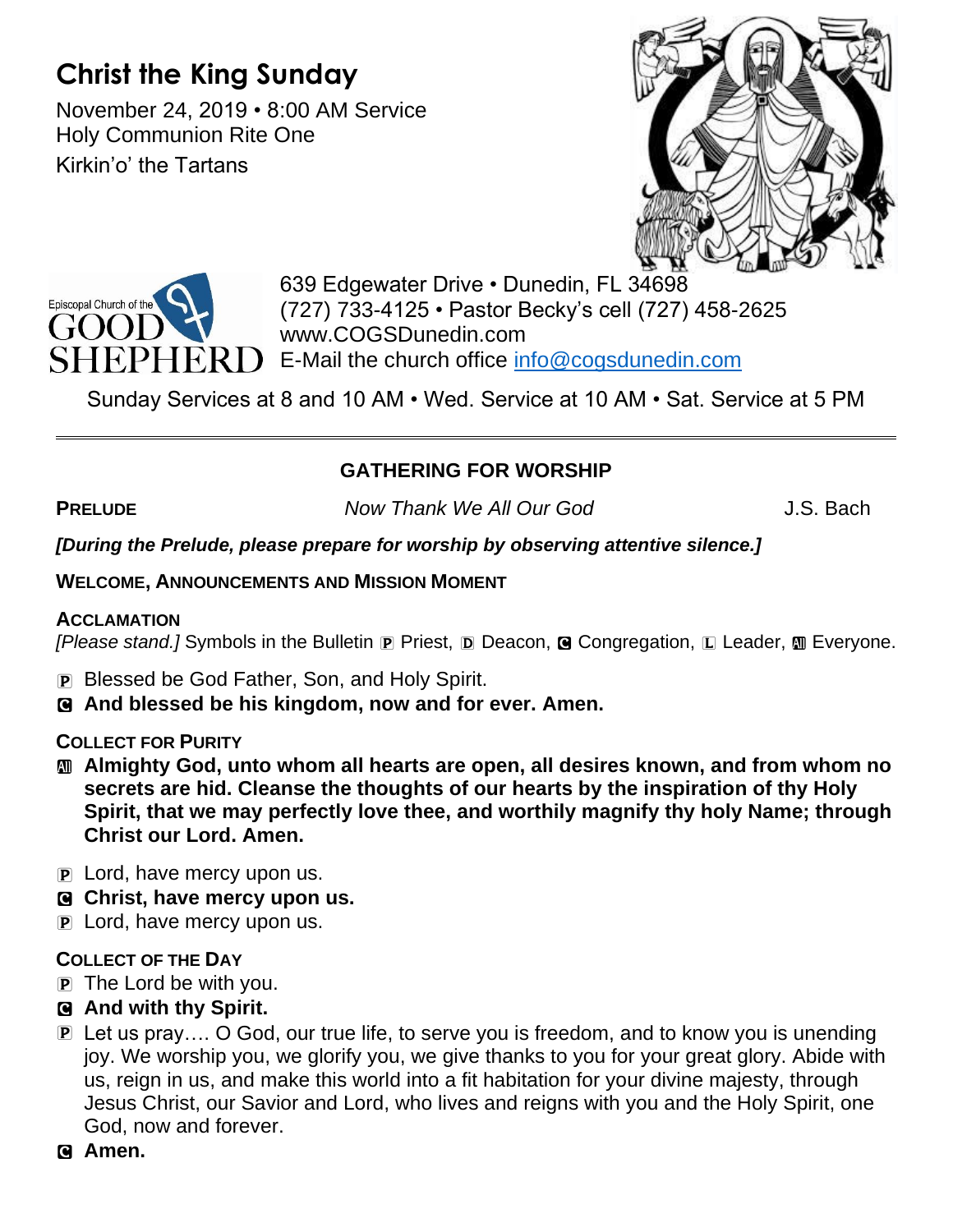# Christ the King Sunday

November 24, 2019 • 8:00 AM Service
Holy Communion Rite One
Kirkin'o' the Tartans

Episcopal Church of the GOOD SHEPHERD

639 Edgewater Drive • Dunedin, FL 34698
(727) 733-4125 • Pastor Becky's cell (727) 458-2625
www.COGSDunedin.com
E-Mail the church office info@cogsdunedin.com

Sunday Services at 8 and 10 AM • Wed. Service at 10 AM • Sat. Service at 5 PM

---

## GATHERING FOR WORSHIP

**PRELUDE** *Now Thank We All Our God* J.S. Bach

***[During the Prelude, please prepare for worship by observing attentive silence.]***

**WELCOME, ANNOUNCEMENTS AND MISSION MOMENT**

**ACCLAMATION**

*[Please stand.]* Symbols in the Bulletin P Priest, D Deacon, C Congregation, L Leader, All Everyone.

P Blessed be God Father, Son, and Holy Spirit.
**C And blessed be his kingdom, now and for ever. Amen.**

**COLLECT FOR PURITY**

**All Almighty God, unto whom all hearts are open, all desires known, and from whom no secrets are hid. Cleanse the thoughts of our hearts by the inspiration of thy Holy Spirit, that we may perfectly love thee, and worthily magnify thy holy Name; through Christ our Lord. Amen.**

P Lord, have mercy upon us.
**C Christ, have mercy upon us.**
P Lord, have mercy upon us.

**COLLECT OF THE DAY**

P The Lord be with you.
**C And with thy Spirit.**
P Let us pray…. O God, our true life, to serve you is freedom, and to know you is unending joy. We worship you, we glorify you, we give thanks to you for your great glory. Abide with us, reign in us, and make this world into a fit habitation for your divine majesty, through Jesus Christ, our Savior and Lord, who lives and reigns with you and the Holy Spirit, one God, now and forever.
**C Amen.**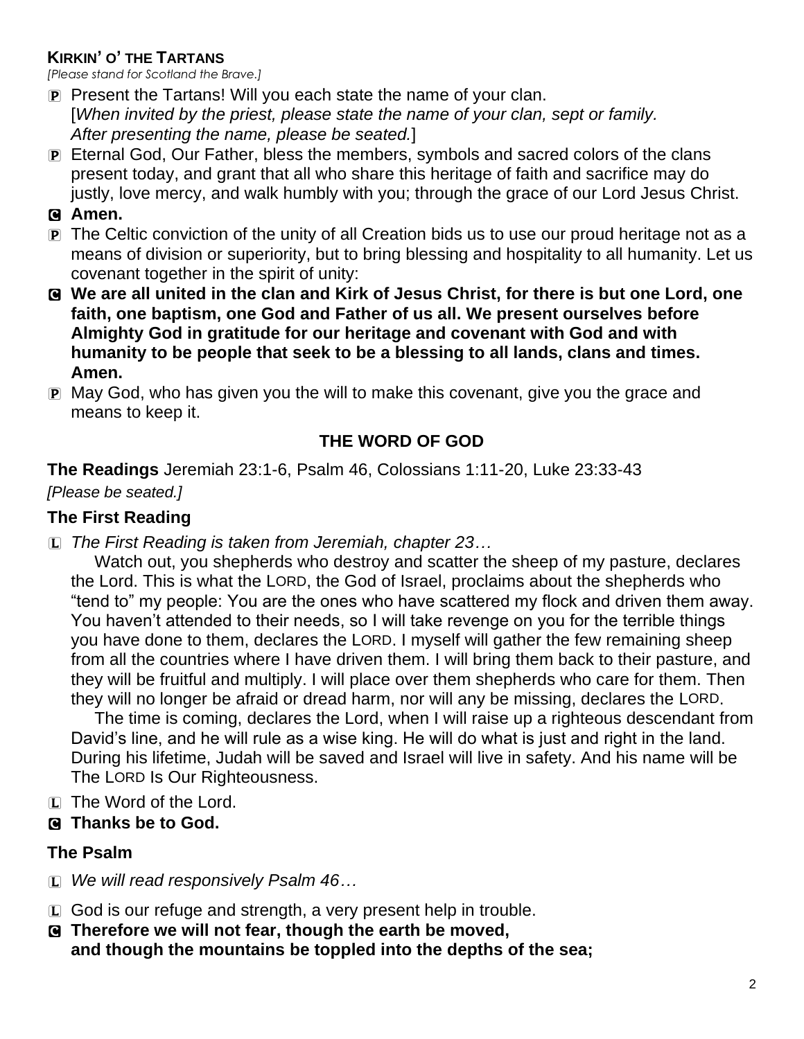**KIRKIN' O' THE TARTANS**

*[Please stand for Scotland the Brave.]*

P Present the Tartans! Will you each state the name of your clan.
[*When invited by the priest, please state the name of your clan, sept or family. After presenting the name, please be seated.*]

P Eternal God, Our Father, bless the members, symbols and sacred colors of the clans present today, and grant that all who share this heritage of faith and sacrifice may do justly, love mercy, and walk humbly with you; through the grace of our Lord Jesus Christ.

C **Amen.**

P The Celtic conviction of the unity of all Creation bids us to use our proud heritage not as a means of division or superiority, but to bring blessing and hospitality to all humanity. Let us covenant together in the spirit of unity:

C **We are all united in the clan and Kirk of Jesus Christ, for there is but one Lord, one faith, one baptism, one God and Father of us all. We present ourselves before Almighty God in gratitude for our heritage and covenant with God and with humanity to be people that seek to be a blessing to all lands, clans and times. Amen.**

P May God, who has given you the will to make this covenant, give you the grace and means to keep it.

## THE WORD OF GOD

**The Readings** Jeremiah 23:1-6, Psalm 46, Colossians 1:11-20, Luke 23:33-43

*[Please be seated.]*

### The First Reading

L *The First Reading is taken from Jeremiah, chapter 23…*

Watch out, you shepherds who destroy and scatter the sheep of my pasture, declares the Lord. This is what the LORD, the God of Israel, proclaims about the shepherds who "tend to" my people: You are the ones who have scattered my flock and driven them away. You haven't attended to their needs, so I will take revenge on you for the terrible things you have done to them, declares the LORD. I myself will gather the few remaining sheep from all the countries where I have driven them. I will bring them back to their pasture, and they will be fruitful and multiply. I will place over them shepherds who care for them. Then they will no longer be afraid or dread harm, nor will any be missing, declares the LORD.

The time is coming, declares the Lord, when I will raise up a righteous descendant from David's line, and he will rule as a wise king. He will do what is just and right in the land. During his lifetime, Judah will be saved and Israel will live in safety. And his name will be The LORD Is Our Righteousness.

L The Word of the Lord.

C **Thanks be to God.**

### The Psalm

L *We will read responsively Psalm 46…*

L God is our refuge and strength, a very present help in trouble.

C **Therefore we will not fear, though the earth be moved, and though the mountains be toppled into the depths of the sea;**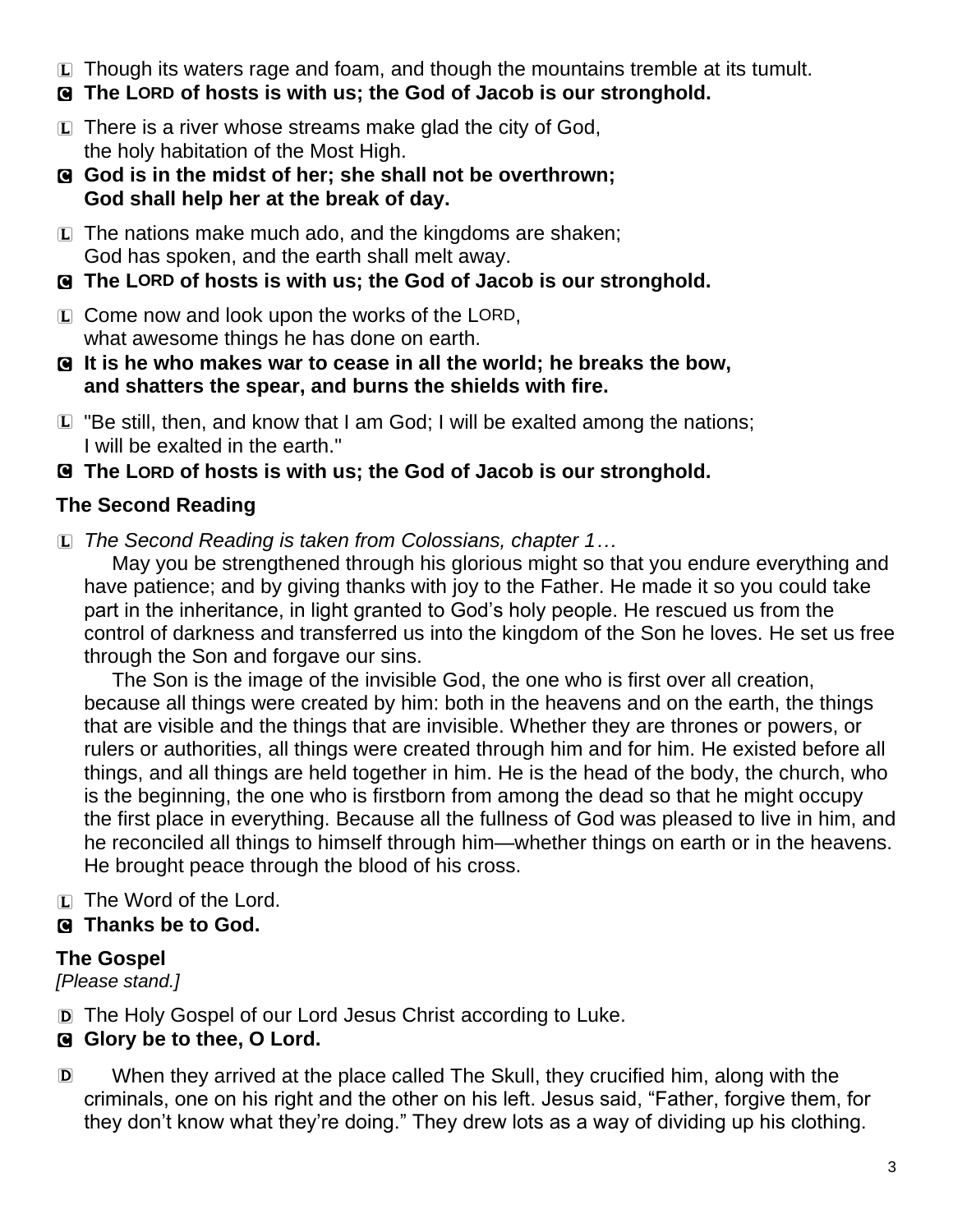L Though its waters rage and foam, and though the mountains tremble at its tumult.

**C The LORD of hosts is with us; the God of Jacob is our stronghold.**

L There is a river whose streams make glad the city of God,
the holy habitation of the Most High.

**C God is in the midst of her; she shall not be overthrown;
God shall help her at the break of day.**

L The nations make much ado, and the kingdoms are shaken;
God has spoken, and the earth shall melt away.

**C The LORD of hosts is with us; the God of Jacob is our stronghold.**

L Come now and look upon the works of the LORD,
what awesome things he has done on earth.

**C It is he who makes war to cease in all the world; he breaks the bow,
and shatters the spear, and burns the shields with fire.**

L "Be still, then, and know that I am God; I will be exalted among the nations;
I will be exalted in the earth."

**C The LORD of hosts is with us; the God of Jacob is our stronghold.**

### The Second Reading

L *The Second Reading is taken from Colossians, chapter 1…*

May you be strengthened through his glorious might so that you endure everything and have patience; and by giving thanks with joy to the Father. He made it so you could take part in the inheritance, in light granted to God's holy people. He rescued us from the control of darkness and transferred us into the kingdom of the Son he loves. He set us free through the Son and forgave our sins.

The Son is the image of the invisible God, the one who is first over all creation, because all things were created by him: both in the heavens and on the earth, the things that are visible and the things that are invisible. Whether they are thrones or powers, or rulers or authorities, all things were created through him and for him. He existed before all things, and all things are held together in him. He is the head of the body, the church, who is the beginning, the one who is firstborn from among the dead so that he might occupy the first place in everything. Because all the fullness of God was pleased to live in him, and he reconciled all things to himself through him—whether things on earth or in the heavens. He brought peace through the blood of his cross.

L The Word of the Lord.

**C Thanks be to God.**

### The Gospel

*[Please stand.]*

D The Holy Gospel of our Lord Jesus Christ according to Luke.

**C Glory be to thee, O Lord.**

D When they arrived at the place called The Skull, they crucified him, along with the criminals, one on his right and the other on his left. Jesus said, "Father, forgive them, for they don't know what they're doing." They drew lots as a way of dividing up his clothing.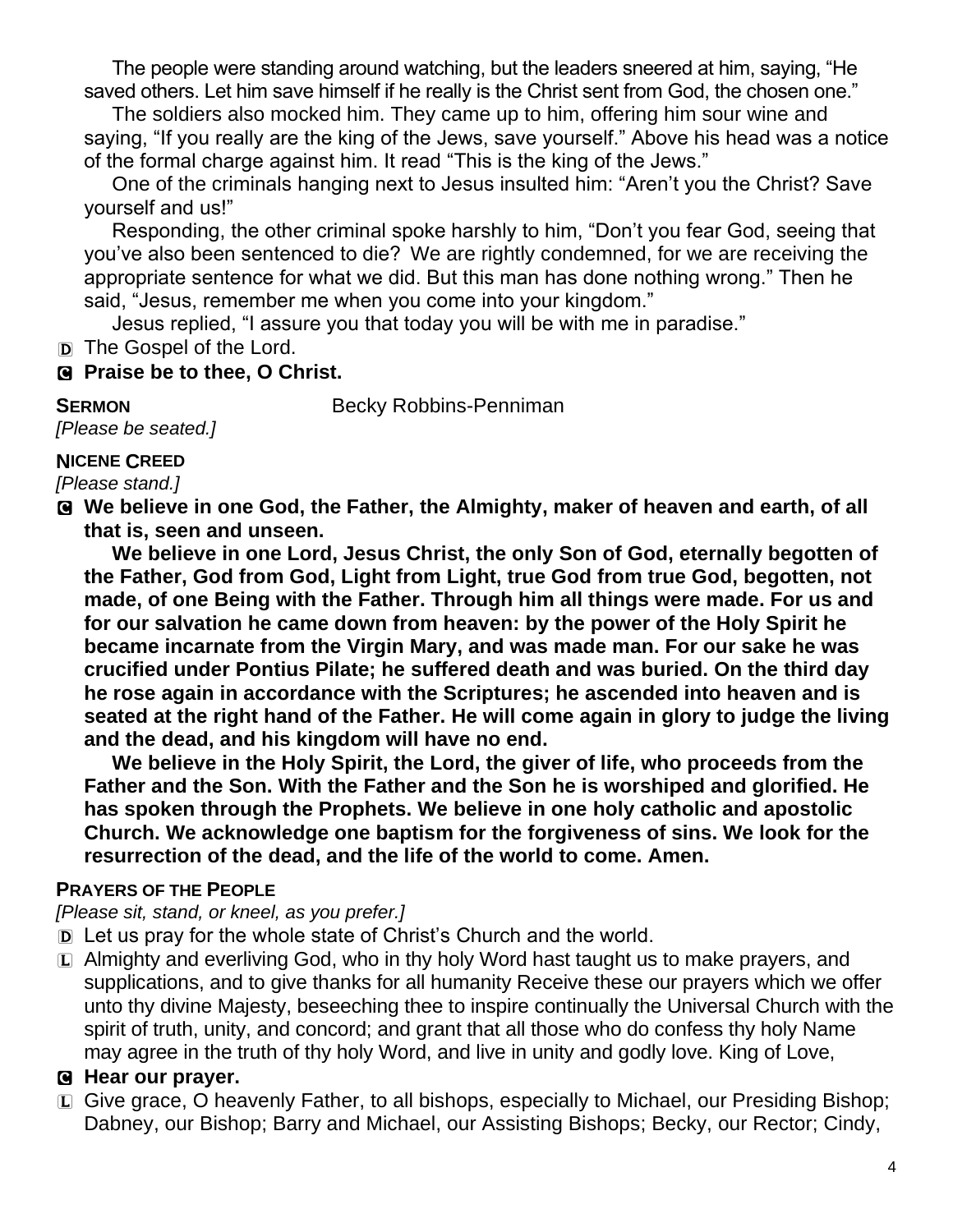The people were standing around watching, but the leaders sneered at him, saying, "He saved others. Let him save himself if he really is the Christ sent from God, the chosen one."

The soldiers also mocked him. They came up to him, offering him sour wine and saying, "If you really are the king of the Jews, save yourself." Above his head was a notice of the formal charge against him. It read "This is the king of the Jews."

One of the criminals hanging next to Jesus insulted him: "Aren't you the Christ? Save yourself and us!"

Responding, the other criminal spoke harshly to him, "Don't you fear God, seeing that you've also been sentenced to die? We are rightly condemned, for we are receiving the appropriate sentence for what we did. But this man has done nothing wrong." Then he said, "Jesus, remember me when you come into your kingdom."

Jesus replied, "I assure you that today you will be with me in paradise."

D The Gospel of the Lord.

**C Praise be to thee, O Christ.**

**SERMON** Becky Robbins-Penniman

*[Please be seated.]*

**NICENE CREED**

*[Please stand.]*

**C We believe in one God, the Father, the Almighty, maker of heaven and earth, of all that is, seen and unseen.**

**We believe in one Lord, Jesus Christ, the only Son of God, eternally begotten of the Father, God from God, Light from Light, true God from true God, begotten, not made, of one Being with the Father. Through him all things were made. For us and for our salvation he came down from heaven: by the power of the Holy Spirit he became incarnate from the Virgin Mary, and was made man. For our sake he was crucified under Pontius Pilate; he suffered death and was buried. On the third day he rose again in accordance with the Scriptures; he ascended into heaven and is seated at the right hand of the Father. He will come again in glory to judge the living and the dead, and his kingdom will have no end.**

**We believe in the Holy Spirit, the Lord, the giver of life, who proceeds from the Father and the Son. With the Father and the Son he is worshiped and glorified. He has spoken through the Prophets. We believe in one holy catholic and apostolic Church. We acknowledge one baptism for the forgiveness of sins. We look for the resurrection of the dead, and the life of the world to come. Amen.**

**PRAYERS OF THE PEOPLE**

*[Please sit, stand, or kneel, as you prefer.]*

D Let us pray for the whole state of Christ's Church and the world.

L Almighty and everliving God, who in thy holy Word hast taught us to make prayers, and supplications, and to give thanks for all humanity Receive these our prayers which we offer unto thy divine Majesty, beseeching thee to inspire continually the Universal Church with the spirit of truth, unity, and concord; and grant that all those who do confess thy holy Name may agree in the truth of thy holy Word, and live in unity and godly love. King of Love,

**C Hear our prayer.**

L Give grace, O heavenly Father, to all bishops, especially to Michael, our Presiding Bishop; Dabney, our Bishop; Barry and Michael, our Assisting Bishops; Becky, our Rector; Cindy,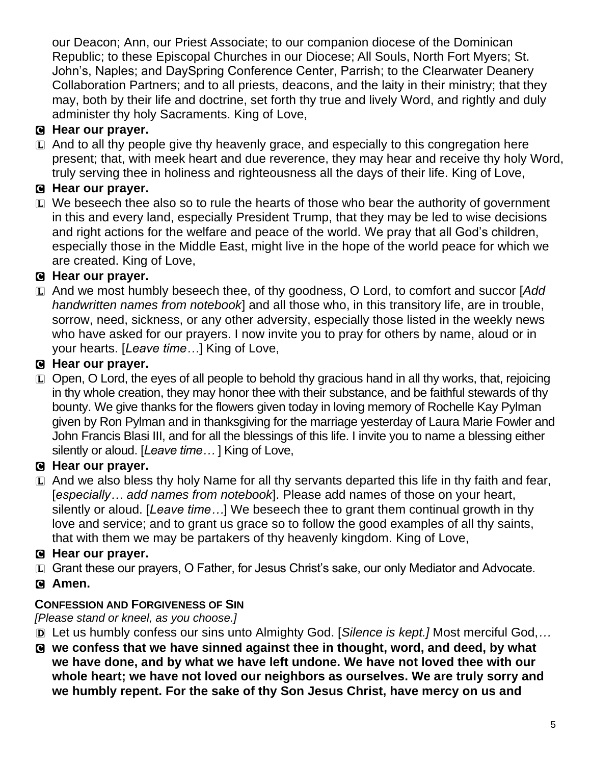our Deacon; Ann, our Priest Associate; to our companion diocese of the Dominican Republic; to these Episcopal Churches in our Diocese; All Souls, North Fort Myers; St. John's, Naples; and DaySpring Conference Center, Parrish; to the Clearwater Deanery Collaboration Partners; and to all priests, deacons, and the laity in their ministry; that they may, both by their life and doctrine, set forth thy true and lively Word, and rightly and duly administer thy holy Sacraments. King of Love,

C **Hear our prayer.**

L And to all thy people give thy heavenly grace, and especially to this congregation here present; that, with meek heart and due reverence, they may hear and receive thy holy Word, truly serving thee in holiness and righteousness all the days of their life. King of Love,

C **Hear our prayer.**

L We beseech thee also so to rule the hearts of those who bear the authority of government in this and every land, especially President Trump, that they may be led to wise decisions and right actions for the welfare and peace of the world. We pray that all God's children, especially those in the Middle East, might live in the hope of the world peace for which we are created. King of Love,

C **Hear our prayer.**

L And we most humbly beseech thee, of thy goodness, O Lord, to comfort and succor [*Add handwritten names from notebook*] and all those who, in this transitory life, are in trouble, sorrow, need, sickness, or any other adversity, especially those listed in the weekly news who have asked for our prayers. I now invite you to pray for others by name, aloud or in your hearts. [*Leave time…*] King of Love,

C **Hear our prayer.**

L Open, O Lord, the eyes of all people to behold thy gracious hand in all thy works, that, rejoicing in thy whole creation, they may honor thee with their substance, and be faithful stewards of thy bounty. We give thanks for the flowers given today in loving memory of Rochelle Kay Pylman given by Ron Pylman and in thanksgiving for the marriage yesterday of Laura Marie Fowler and John Francis Blasi III, and for all the blessings of this life. I invite you to name a blessing either silently or aloud. [*Leave time…* ] King of Love,

C **Hear our prayer.**

L And we also bless thy holy Name for all thy servants departed this life in thy faith and fear, [*especially… add names from notebook*]. Please add names of those on your heart, silently or aloud. [*Leave time…*] We beseech thee to grant them continual growth in thy love and service; and to grant us grace so to follow the good examples of all thy saints, that with them we may be partakers of thy heavenly kingdom. King of Love,

C **Hear our prayer.**

L Grant these our prayers, O Father, for Jesus Christ's sake, our only Mediator and Advocate.

C **Amen.**

**CONFESSION AND FORGIVENESS OF SIN**

*[Please stand or kneel, as you choose.]*

D Let us humbly confess our sins unto Almighty God. [*Silence is kept.]* Most merciful God,…

C **we confess that we have sinned against thee in thought, word, and deed, by what we have done, and by what we have left undone. We have not loved thee with our whole heart; we have not loved our neighbors as ourselves. We are truly sorry and we humbly repent. For the sake of thy Son Jesus Christ, have mercy on us and**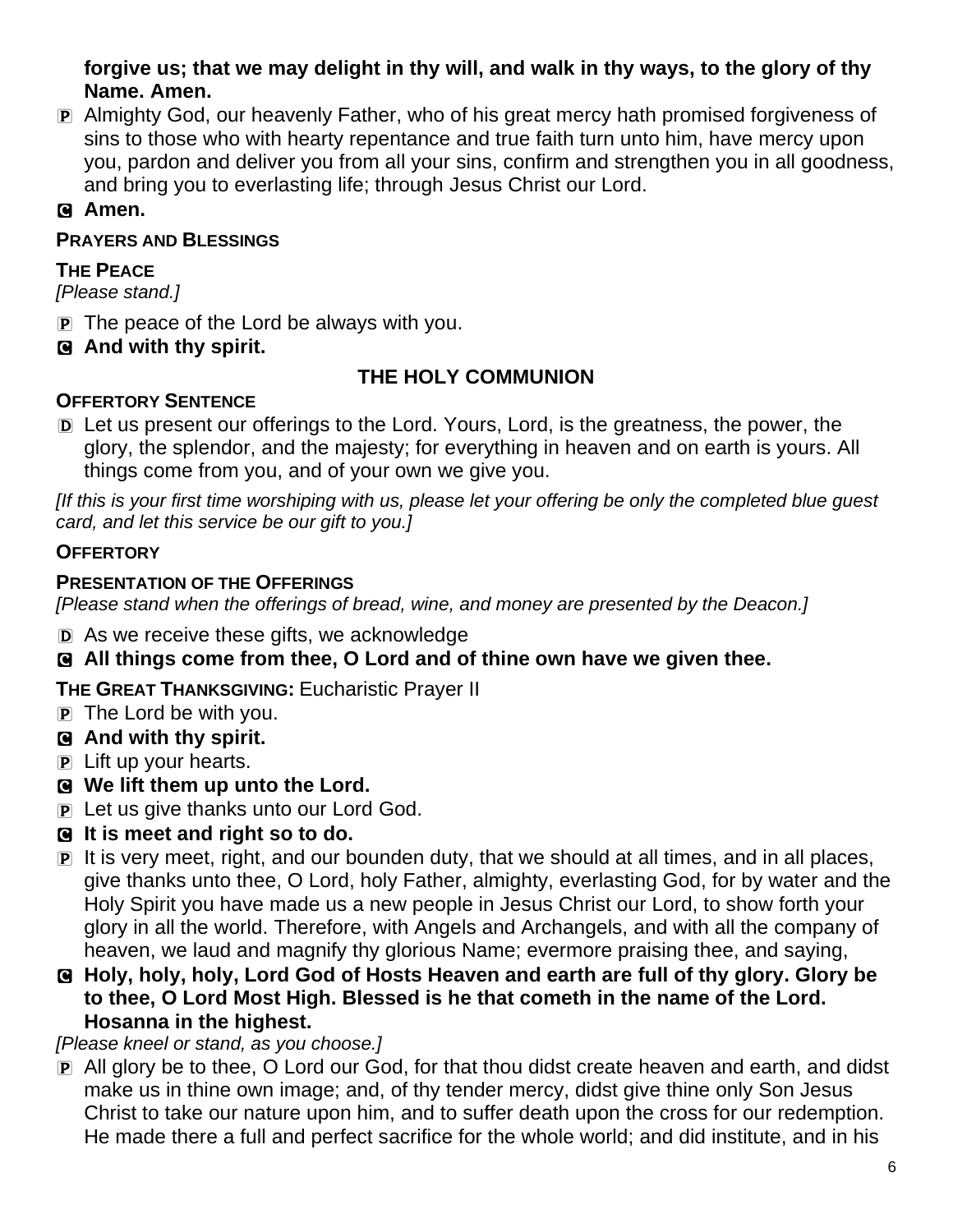**forgive us; that we may delight in thy will, and walk in thy ways, to the glory of thy Name. Amen.**

P Almighty God, our heavenly Father, who of his great mercy hath promised forgiveness of sins to those who with hearty repentance and true faith turn unto him, have mercy upon you, pardon and deliver you from all your sins, confirm and strengthen you in all goodness, and bring you to everlasting life; through Jesus Christ our Lord.

C **Amen.**

**PRAYERS AND BLESSINGS**

**THE PEACE**

*[Please stand.]*

P The peace of the Lord be always with you.

C **And with thy spirit.**

## THE HOLY COMMUNION

**OFFERTORY SENTENCE**

D Let us present our offerings to the Lord. Yours, Lord, is the greatness, the power, the glory, the splendor, and the majesty; for everything in heaven and on earth is yours. All things come from you, and of your own we give you.

*[If this is your first time worshiping with us, please let your offering be only the completed blue guest card, and let this service be our gift to you.]*

**OFFERTORY**

**PRESENTATION OF THE OFFERINGS**

*[Please stand when the offerings of bread, wine, and money are presented by the Deacon.]*

D As we receive these gifts, we acknowledge

C **All things come from thee, O Lord and of thine own have we given thee.**

**THE GREAT THANKSGIVING:** Eucharistic Prayer II

P The Lord be with you.

C **And with thy spirit.**

P Lift up your hearts.

C **We lift them up unto the Lord.**

P Let us give thanks unto our Lord God.

C **It is meet and right so to do.**

P It is very meet, right, and our bounden duty, that we should at all times, and in all places, give thanks unto thee, O Lord, holy Father, almighty, everlasting God, for by water and the Holy Spirit you have made us a new people in Jesus Christ our Lord, to show forth your glory in all the world. Therefore, with Angels and Archangels, and with all the company of heaven, we laud and magnify thy glorious Name; evermore praising thee, and saying,

C **Holy, holy, holy, Lord God of Hosts Heaven and earth are full of thy glory. Glory be to thee, O Lord Most High. Blessed is he that cometh in the name of the Lord. Hosanna in the highest.**

*[Please kneel or stand, as you choose.]*

P All glory be to thee, O Lord our God, for that thou didst create heaven and earth, and didst make us in thine own image; and, of thy tender mercy, didst give thine only Son Jesus Christ to take our nature upon him, and to suffer death upon the cross for our redemption. He made there a full and perfect sacrifice for the whole world; and did institute, and in his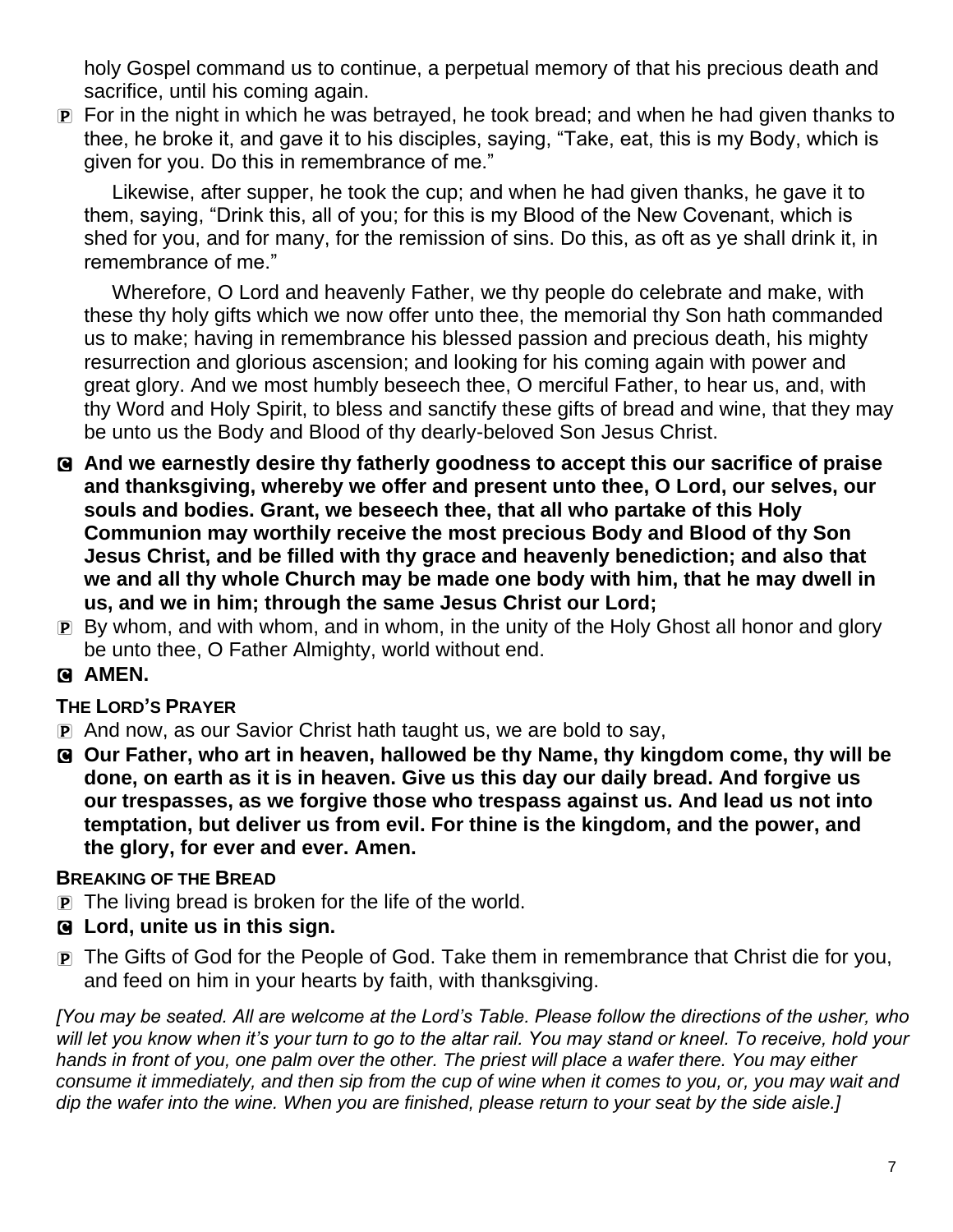holy Gospel command us to continue, a perpetual memory of that his precious death and sacrifice, until his coming again.

P For in the night in which he was betrayed, he took bread; and when he had given thanks to thee, he broke it, and gave it to his disciples, saying, "Take, eat, this is my Body, which is given for you. Do this in remembrance of me."

Likewise, after supper, he took the cup; and when he had given thanks, he gave it to them, saying, "Drink this, all of you; for this is my Blood of the New Covenant, which is shed for you, and for many, for the remission of sins. Do this, as oft as ye shall drink it, in remembrance of me."

Wherefore, O Lord and heavenly Father, we thy people do celebrate and make, with these thy holy gifts which we now offer unto thee, the memorial thy Son hath commanded us to make; having in remembrance his blessed passion and precious death, his mighty resurrection and glorious ascension; and looking for his coming again with power and great glory. And we most humbly beseech thee, O merciful Father, to hear us, and, with thy Word and Holy Spirit, to bless and sanctify these gifts of bread and wine, that they may be unto us the Body and Blood of thy dearly-beloved Son Jesus Christ.

C **And we earnestly desire thy fatherly goodness to accept this our sacrifice of praise and thanksgiving, whereby we offer and present unto thee, O Lord, our selves, our souls and bodies. Grant, we beseech thee, that all who partake of this Holy Communion may worthily receive the most precious Body and Blood of thy Son Jesus Christ, and be filled with thy grace and heavenly benediction; and also that we and all thy whole Church may be made one body with him, that he may dwell in us, and we in him; through the same Jesus Christ our Lord;**

P By whom, and with whom, and in whom, in the unity of the Holy Ghost all honor and glory be unto thee, O Father Almighty, world without end.

C **AMEN.**

**THE LORD'S PRAYER**

P And now, as our Savior Christ hath taught us, we are bold to say,

C **Our Father, who art in heaven, hallowed be thy Name, thy kingdom come, thy will be done, on earth as it is in heaven. Give us this day our daily bread. And forgive us our trespasses, as we forgive those who trespass against us. And lead us not into temptation, but deliver us from evil. For thine is the kingdom, and the power, and the glory, for ever and ever. Amen.**

**BREAKING OF THE BREAD**

P The living bread is broken for the life of the world.

C **Lord, unite us in this sign.**

P The Gifts of God for the People of God. Take them in remembrance that Christ die for you, and feed on him in your hearts by faith, with thanksgiving.

*[You may be seated. All are welcome at the Lord's Table. Please follow the directions of the usher, who will let you know when it's your turn to go to the altar rail. You may stand or kneel. To receive, hold your hands in front of you, one palm over the other. The priest will place a wafer there. You may either consume it immediately, and then sip from the cup of wine when it comes to you, or, you may wait and dip the wafer into the wine. When you are finished, please return to your seat by the side aisle.]*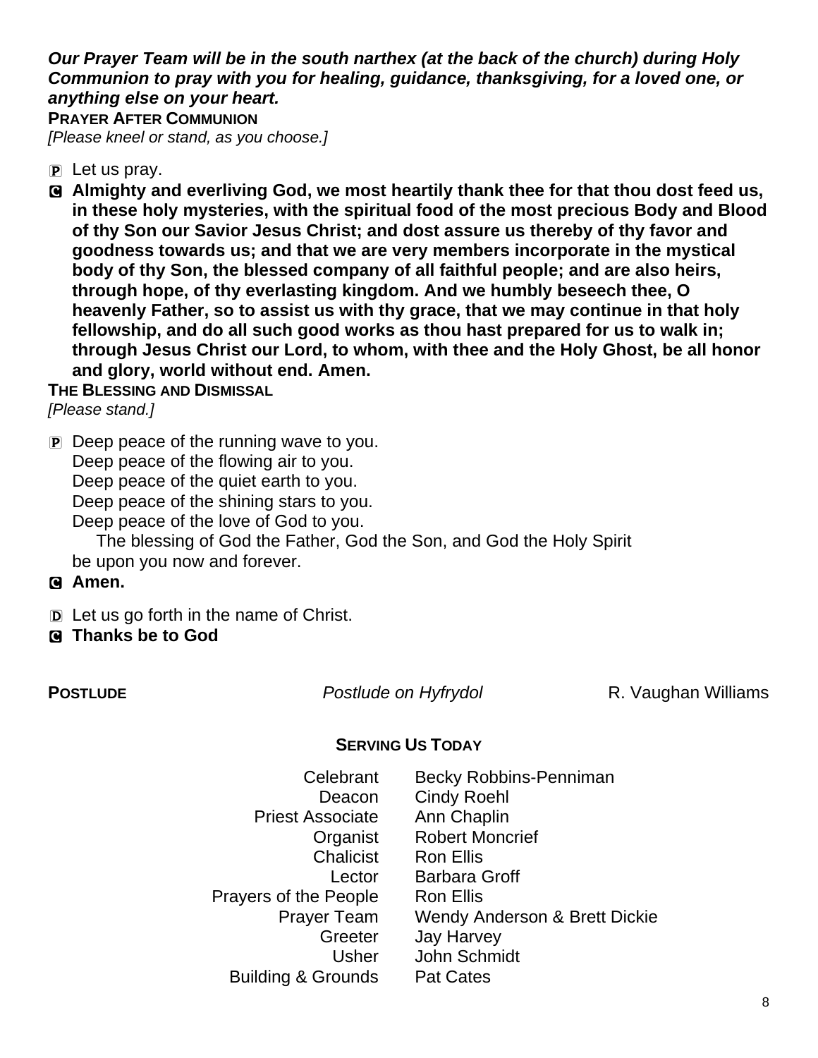***Our Prayer Team will be in the south narthex (at the back of the church) during Holy Communion to pray with you for healing, guidance, thanksgiving, for a loved one, or anything else on your heart.***

**PRAYER AFTER COMMUNION**

*[Please kneel or stand, as you choose.]*

P Let us pray.

C **Almighty and everliving God, we most heartily thank thee for that thou dost feed us, in these holy mysteries, with the spiritual food of the most precious Body and Blood of thy Son our Savior Jesus Christ; and dost assure us thereby of thy favor and goodness towards us; and that we are very members incorporate in the mystical body of thy Son, the blessed company of all faithful people; and are also heirs, through hope, of thy everlasting kingdom. And we humbly beseech thee, O heavenly Father, so to assist us with thy grace, that we may continue in that holy fellowship, and do all such good works as thou hast prepared for us to walk in; through Jesus Christ our Lord, to whom, with thee and the Holy Ghost, be all honor and glory, world without end. Amen.**

**THE BLESSING AND DISMISSAL**

*[Please stand.]*

P Deep peace of the running wave to you.
Deep peace of the flowing air to you.
Deep peace of the quiet earth to you.
Deep peace of the shining stars to you.
Deep peace of the love of God to you.
The blessing of God the Father, God the Son, and God the Holy Spirit be upon you now and forever.

C **Amen.**

D Let us go forth in the name of Christ.

C **Thanks be to God**

**POSTLUDE** *Postlude on Hyfrydol* R. Vaughan Williams

**SERVING US TODAY**

| | |
|---|---|
| Celebrant | Becky Robbins-Penniman |
| Deacon | Cindy Roehl |
| Priest Associate | Ann Chaplin |
| Organist | Robert Moncrief |
| Chalicist | Ron Ellis |
| Lector | Barbara Groff |
| Prayers of the People | Ron Ellis |
| Prayer Team | Wendy Anderson & Brett Dickie |
| Greeter | Jay Harvey |
| Usher | John Schmidt |
| Building & Grounds | Pat Cates |